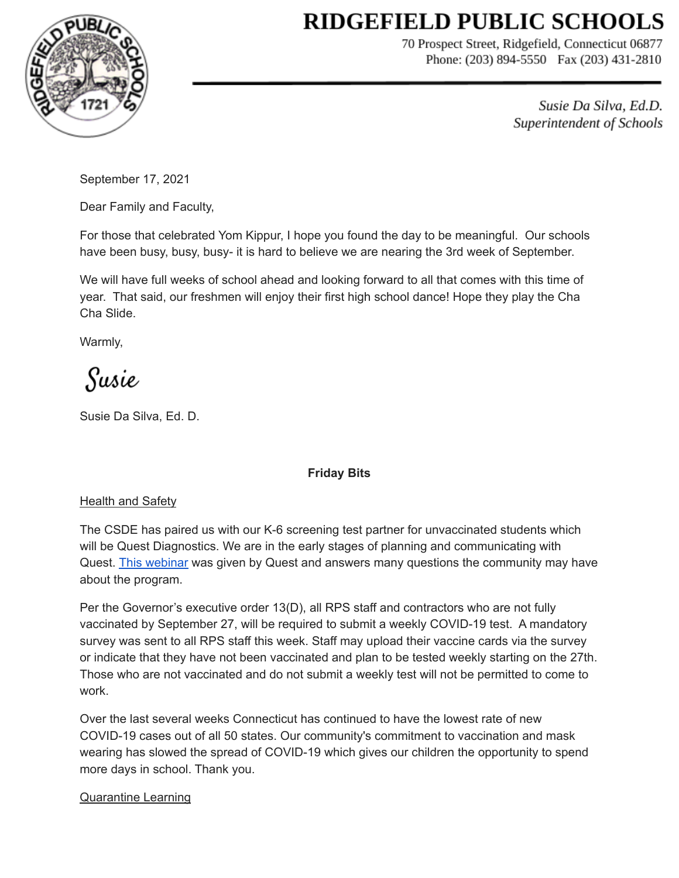# RIDGEFIELD PUBLIC SCHOOLS

70 Prospect Street, Ridgefield, Connecticut 06877
Phone: (203) 894-5550 Fax (203) 431-2810

*Susie Da Silva, Ed.D.*
*Superintendent of Schools*

September 17, 2021

Dear Family and Faculty,

For those that celebrated Yom Kippur, I hope you found the day to be meaningful. Our schools have been busy, busy, busy- it is hard to believe we are nearing the 3rd week of September.

We will have full weeks of school ahead and looking forward to all that comes with this time of year. That said, our freshmen will enjoy their first high school dance! Hope they play the Cha Cha Slide.

Warmly,

*Susie*

Susie Da Silva, Ed. D.

**Friday Bits**

Health and Safety

The CSDE has paired us with our K-6 screening test partner for unvaccinated students which will be Quest Diagnostics. We are in the early stages of planning and communicating with Quest. This webinar was given by Quest and answers many questions the community may have about the program.

Per the Governor's executive order 13(D), all RPS staff and contractors who are not fully vaccinated by September 27, will be required to submit a weekly COVID-19 test. A mandatory survey was sent to all RPS staff this week. Staff may upload their vaccine cards via the survey or indicate that they have not been vaccinated and plan to be tested weekly starting on the 27th. Those who are not vaccinated and do not submit a weekly test will not be permitted to come to work.

Over the last several weeks Connecticut has continued to have the lowest rate of new COVID-19 cases out of all 50 states. Our community's commitment to vaccination and mask wearing has slowed the spread of COVID-19 which gives our children the opportunity to spend more days in school. Thank you.

Quarantine Learning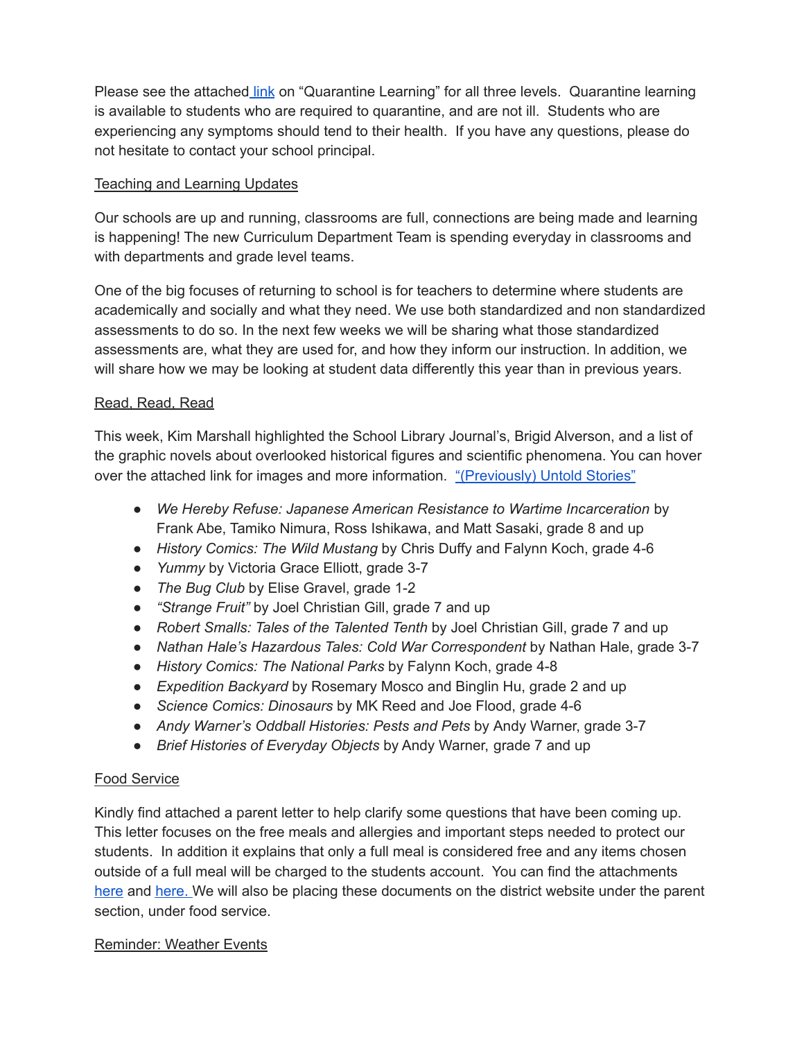Please see the attached link on "Quarantine Learning" for all three levels. Quarantine learning is available to students who are required to quarantine, and are not ill. Students who are experiencing any symptoms should tend to their health. If you have any questions, please do not hesitate to contact your school principal.

## Teaching and Learning Updates

Our schools are up and running, classrooms are full, connections are being made and learning is happening! The new Curriculum Department Team is spending everyday in classrooms and with departments and grade level teams.

One of the big focuses of returning to school is for teachers to determine where students are academically and socially and what they need. We use both standardized and non standardized assessments to do so. In the next few weeks we will be sharing what those standardized assessments are, what they are used for, and how they inform our instruction. In addition, we will share how we may be looking at student data differently this year than in previous years.

## Read, Read, Read

This week, Kim Marshall highlighted the School Library Journal's, Brigid Alverson, and a list of the graphic novels about overlooked historical figures and scientific phenomena. You can hover over the attached link for images and more information. "(Previously) Untold Stories"

- *We Hereby Refuse: Japanese American Resistance to Wartime Incarceration* by Frank Abe, Tamiko Nimura, Ross Ishikawa, and Matt Sasaki, grade 8 and up
- *History Comics: The Wild Mustang* by Chris Duffy and Falynn Koch, grade 4-6
- *Yummy* by Victoria Grace Elliott, grade 3-7
- *The Bug Club* by Elise Gravel, grade 1-2
- *"Strange Fruit"* by Joel Christian Gill, grade 7 and up
- *Robert Smalls: Tales of the Talented Tenth* by Joel Christian Gill, grade 7 and up
- *Nathan Hale's Hazardous Tales: Cold War Correspondent* by Nathan Hale, grade 3-7
- *History Comics: The National Parks* by Falynn Koch, grade 4-8
- *Expedition Backyard* by Rosemary Mosco and Binglin Hu, grade 2 and up
- *Science Comics: Dinosaurs* by MK Reed and Joe Flood, grade 4-6
- *Andy Warner's Oddball Histories: Pests and Pets* by Andy Warner, grade 3-7
- *Brief Histories of Everyday Objects* by Andy Warner, grade 7 and up

## Food Service

Kindly find attached a parent letter to help clarify some questions that have been coming up. This letter focuses on the free meals and allergies and important steps needed to protect our students. In addition it explains that only a full meal is considered free and any items chosen outside of a full meal will be charged to the students account. You can find the attachments here and here. We will also be placing these documents on the district website under the parent section, under food service.

## Reminder: Weather Events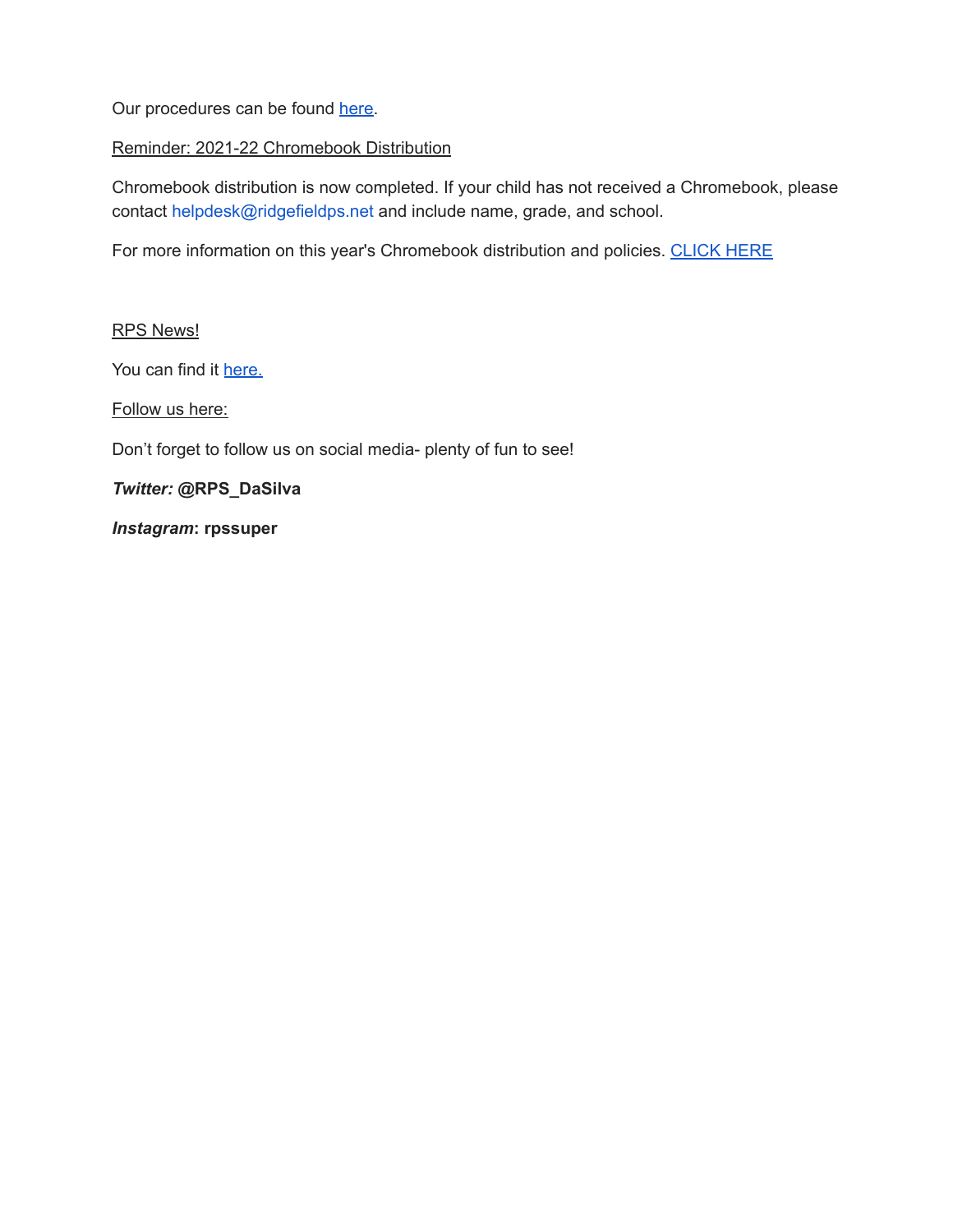Our procedures can be found here.

Reminder: 2021-22 Chromebook Distribution

Chromebook distribution is now completed. If your child has not received a Chromebook, please contact helpdesk@ridgefieldps.net and include name, grade, and school.

For more information on this year's Chromebook distribution and policies. CLICK HERE

RPS News!

You can find it here.

Follow us here:

Don't forget to follow us on social media- plenty of fun to see!

***Twitter:* @RPS_DaSilva**

***Instagram*: rpssuper**